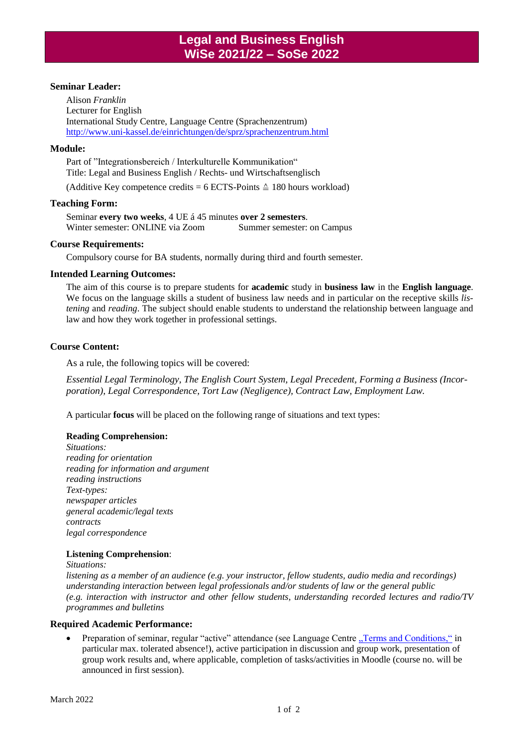# Legal and Business English
# WiSe 2021/22 – SoSe 2022

### Seminar Leader:

Alison *Franklin*
Lecturer for English
International Study Centre, Language Centre (Sprachenzentrum)
[http://www.uni-kassel.de/einrichtungen/de/sprz/sprachenzentrum.html](http://www.uni-kassel.de/einrichtungen/de/sprz/sprachenzentrum.html)

### Module:

Part of "Integrationsbereich / Interkulturelle Kommunikation"
Title: Legal and Business English / Rechts- und Wirtschaftsenglisch

(Additive Key competence credits = 6 ECTS-Points ≙ 180 hours workload)

### Teaching Form:

Seminar **every two weeks**, 4 UE á 45 minutes **over 2 semesters**.
Winter semester: ONLINE via Zoom    Summer semester: on Campus

### Course Requirements:

Compulsory course for BA students, normally during third and fourth semester.

### Intended Learning Outcomes:

The aim of this course is to prepare students for **academic** study in **business law** in the **English language**. We focus on the language skills a student of business law needs and in particular on the receptive skills *listening* and *reading*. The subject should enable students to understand the relationship between language and law and how they work together in professional settings.

### Course Content:

As a rule, the following topics will be covered:

*Essential Legal Terminology, The English Court System, Legal Precedent, Forming a Business (Incorporation), Legal Correspondence, Tort Law (Negligence), Contract Law, Employment Law.*

A particular **focus** will be placed on the following range of situations and text types:

**Reading Comprehension:**
*Situations:*
*reading for orientation*
*reading for information and argument*
*reading instructions*
*Text-types:*
*newspaper articles*
*general academic/legal texts*
*contracts*
*legal correspondence*

**Listening Comprehension**:
*Situations:*
*listening as a member of an audience (e.g. your instructor, fellow students, audio media and recordings)*
*understanding interaction between legal professionals and/or students of law or the general public*
*(e.g. interaction with instructor and other fellow students, understanding recorded lectures and radio/TV programmes and bulletins*

### Required Academic Performance:

- Preparation of seminar, regular "active" attendance (see Language Centre „Terms and Conditions," in particular max. tolerated absence!), active participation in discussion and group work, presentation of group work results and, where applicable, completion of tasks/activities in Moodle (course no. will be announced in first session).

March 2022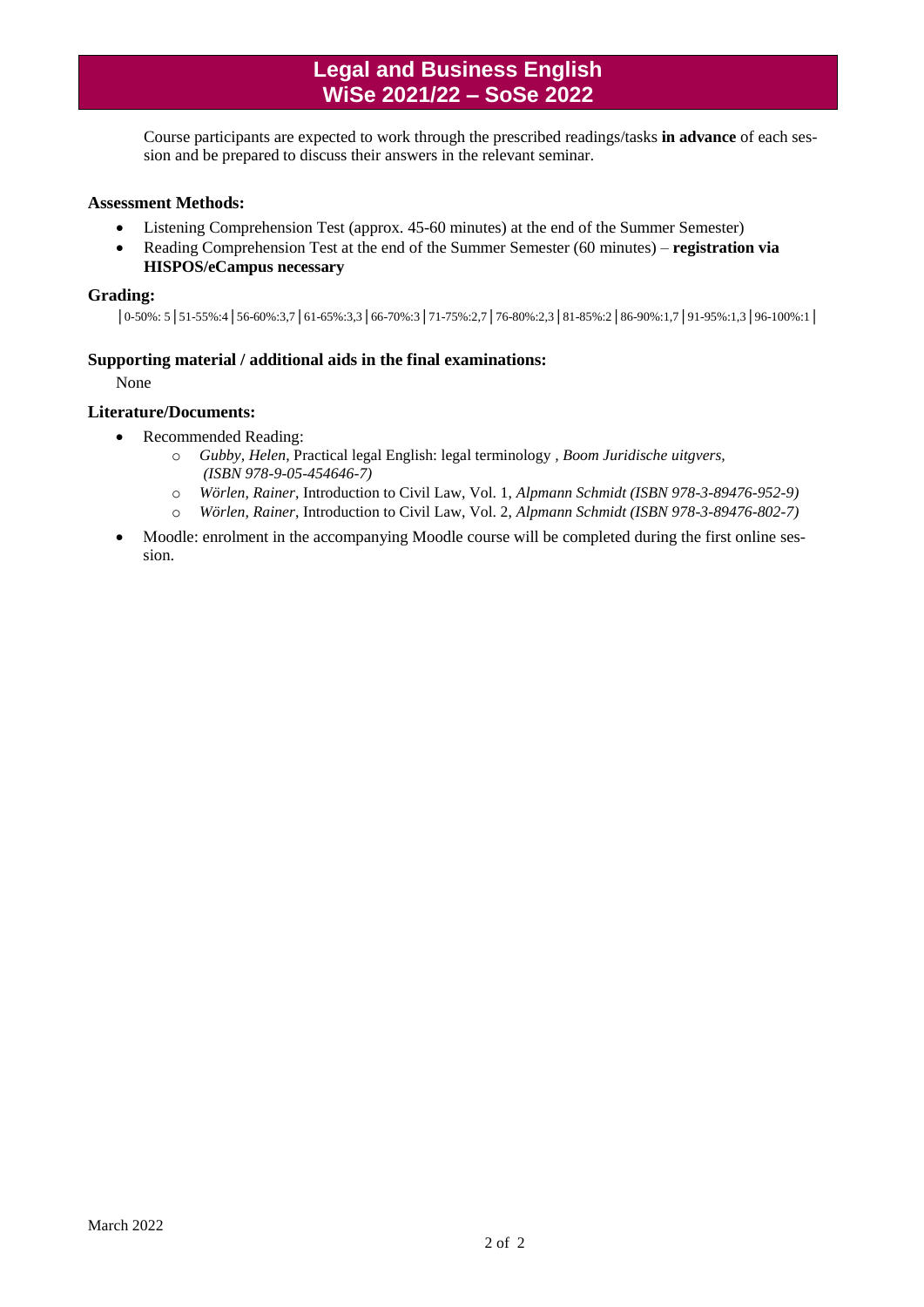# Legal and Business English
# WiSe 2021/22 – SoSe 2022

Course participants are expected to work through the prescribed readings/tasks **in advance** of each session and be prepared to discuss their answers in the relevant seminar.

### Assessment Methods:

- Listening Comprehension Test (approx. 45-60 minutes) at the end of the Summer Semester)
- Reading Comprehension Test at the end of the Summer Semester (60 minutes) – **registration via HISPOS/eCampus necessary**

### Grading:

| | | | | | | | | | |
|---|---|---|---|---|---|---|---|---|---|
| 0-50%: 5 | 51-55%:4 | 56-60%:3,7 | 61-65%:3,3 | 66-70%:3 | 71-75%:2,7 | 76-80%:2,3 | 81-85%:2 | 86-90%:1,7 | 91-95%:1,3 | 96-100%:1 |

### Supporting material / additional aids in the final examinations:

None

### Literature/Documents:

- Recommended Reading:
  - *Gubby, Helen*, Practical legal English: legal terminology , *Boom Juridische uitgvers, (ISBN 978-9-05-454646-7)*
  - *Wörlen, Rainer*, Introduction to Civil Law, Vol. 1, *Alpmann Schmidt (ISBN 978-3-89476-952-9)*
  - *Wörlen, Rainer*, Introduction to Civil Law, Vol. 2, *Alpmann Schmidt (ISBN 978-3-89476-802-7)*
- Moodle: enrolment in the accompanying Moodle course will be completed during the first online session.

March 2022